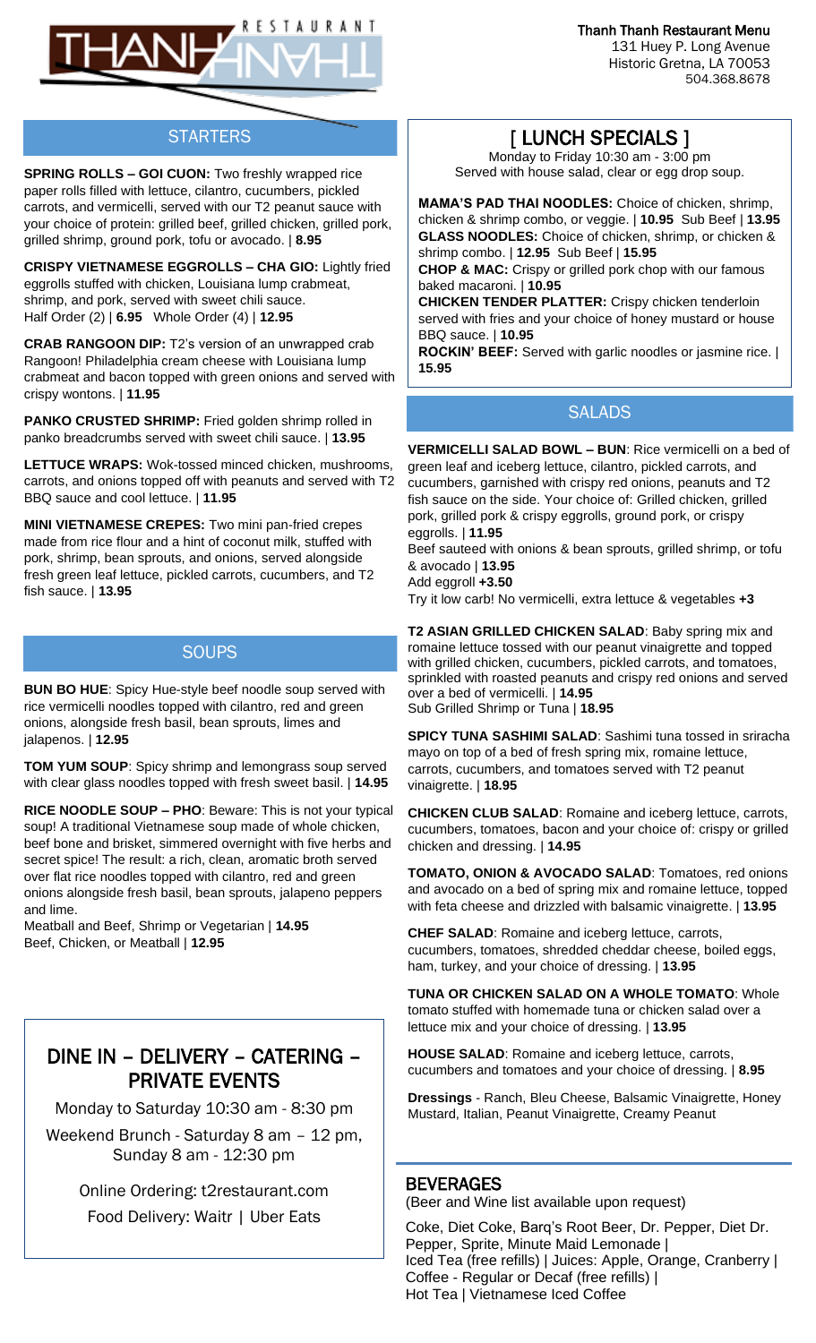# THANH THANH RESTAURANT

**Thanh Thanh Restaurant Menu**
131 Huey P. Long Avenue
Historic Gretna, LA 70053
504.368.8678

## STARTERS

**SPRING ROLLS – GOI CUON:** Two freshly wrapped rice paper rolls filled with lettuce, cilantro, cucumbers, pickled carrots, and vermicelli, served with our T2 peanut sauce with your choice of protein: grilled beef, grilled chicken, grilled pork, grilled shrimp, ground pork, tofu or avocado. | **8.95**

**CRISPY VIETNAMESE EGGROLLS – CHA GIO:** Lightly fried eggrolls stuffed with chicken, Louisiana lump crabmeat, shrimp, and pork, served with sweet chili sauce.
Half Order (2) | **6.95** Whole Order (4) | **12.95**

**CRAB RANGOON DIP:** T2's version of an unwrapped crab Rangoon! Philadelphia cream cheese with Louisiana lump crabmeat and bacon topped with green onions and served with crispy wontons. | **11.95**

**PANKO CRUSTED SHRIMP:** Fried golden shrimp rolled in panko breadcrumbs served with sweet chili sauce. | **13.95**

**LETTUCE WRAPS:** Wok-tossed minced chicken, mushrooms, carrots, and onions topped off with peanuts and served with T2 BBQ sauce and cool lettuce. | **11.95**

**MINI VIETNAMESE CREPES:** Two mini pan-fried crepes made from rice flour and a hint of coconut milk, stuffed with pork, shrimp, bean sprouts, and onions, served alongside fresh green leaf lettuce, pickled carrots, cucumbers, and T2 fish sauce. | **13.95**

## SOUPS

**BUN BO HUE**: Spicy Hue-style beef noodle soup served with rice vermicelli noodles topped with cilantro, red and green onions, alongside fresh basil, bean sprouts, limes and jalapenos. | **12.95**

**TOM YUM SOUP**: Spicy shrimp and lemongrass soup served with clear glass noodles topped with fresh sweet basil. | **14.95**

**RICE NOODLE SOUP – PHO**: Beware: This is not your typical soup! A traditional Vietnamese soup made of whole chicken, beef bone and brisket, simmered overnight with five herbs and secret spice! The result: a rich, clean, aromatic broth served over flat rice noodles topped with cilantro, red and green onions alongside fresh basil, bean sprouts, jalapeno peppers and lime.
Meatball and Beef, Shrimp or Vegetarian | **14.95**
Beef, Chicken, or Meatball | **12.95**

## DINE IN – DELIVERY – CATERING – PRIVATE EVENTS

Monday to Saturday 10:30 am - 8:30 pm

Weekend Brunch - Saturday 8 am – 12 pm, Sunday 8 am - 12:30 pm

Online Ordering: t2restaurant.com

Food Delivery: Waitr | Uber Eats

## [ LUNCH SPECIALS ]

Monday to Friday 10:30 am - 3:00 pm
Served with house salad, clear or egg drop soup.

**MAMA'S PAD THAI NOODLES:** Choice of chicken, shrimp, chicken & shrimp combo, or veggie. | **10.95** Sub Beef | **13.95**

**GLASS NOODLES:** Choice of chicken, shrimp, or chicken & shrimp combo. | **12.95** Sub Beef | **15.95**

**CHOP & MAC:** Crispy or grilled pork chop with our famous baked macaroni. | **10.95**

**CHICKEN TENDER PLATTER:** Crispy chicken tenderloin served with fries and your choice of honey mustard or house BBQ sauce. | **10.95**

**ROCKIN' BEEF:** Served with garlic noodles or jasmine rice. | **15.95**

## SALADS

**VERMICELLI SALAD BOWL – BUN**: Rice vermicelli on a bed of green leaf and iceberg lettuce, cilantro, pickled carrots, and cucumbers, garnished with crispy red onions, peanuts and T2 fish sauce on the side. Your choice of: Grilled chicken, grilled pork, grilled pork & crispy eggrolls, ground pork, or crispy eggrolls. | **11.95**
Beef sauteed with onions & bean sprouts, grilled shrimp, or tofu & avocado | **13.95**
Add eggroll **+3.50**
Try it low carb! No vermicelli, extra lettuce & vegetables **+3**

**T2 ASIAN GRILLED CHICKEN SALAD**: Baby spring mix and romaine lettuce tossed with our peanut vinaigrette and topped with grilled chicken, cucumbers, pickled carrots, and tomatoes, sprinkled with roasted peanuts and crispy red onions and served over a bed of vermicelli. | **14.95**
Sub Grilled Shrimp or Tuna | **18.95**

**SPICY TUNA SASHIMI SALAD**: Sashimi tuna tossed in sriracha mayo on top of a bed of fresh spring mix, romaine lettuce, carrots, cucumbers, and tomatoes served with T2 peanut vinaigrette. | **18.95**

**CHICKEN CLUB SALAD**: Romaine and iceberg lettuce, carrots, cucumbers, tomatoes, bacon and your choice of: crispy or grilled chicken and dressing. | **14.95**

**TOMATO, ONION & AVOCADO SALAD**: Tomatoes, red onions and avocado on a bed of spring mix and romaine lettuce, topped with feta cheese and drizzled with balsamic vinaigrette. | **13.95**

**CHEF SALAD**: Romaine and iceberg lettuce, carrots, cucumbers, tomatoes, shredded cheddar cheese, boiled eggs, ham, turkey, and your choice of dressing. | **13.95**

**TUNA OR CHICKEN SALAD ON A WHOLE TOMATO**: Whole tomato stuffed with homemade tuna or chicken salad over a lettuce mix and your choice of dressing. | **13.95**

**HOUSE SALAD**: Romaine and iceberg lettuce, carrots, cucumbers and tomatoes and your choice of dressing. | **8.95**

**Dressings** - Ranch, Bleu Cheese, Balsamic Vinaigrette, Honey Mustard, Italian, Peanut Vinaigrette, Creamy Peanut

## BEVERAGES

(Beer and Wine list available upon request)

Coke, Diet Coke, Barq's Root Beer, Dr. Pepper, Diet Dr. Pepper, Sprite, Minute Maid Lemonade |
Iced Tea (free refills) | Juices: Apple, Orange, Cranberry |
Coffee - Regular or Decaf (free refills) |
Hot Tea | Vietnamese Iced Coffee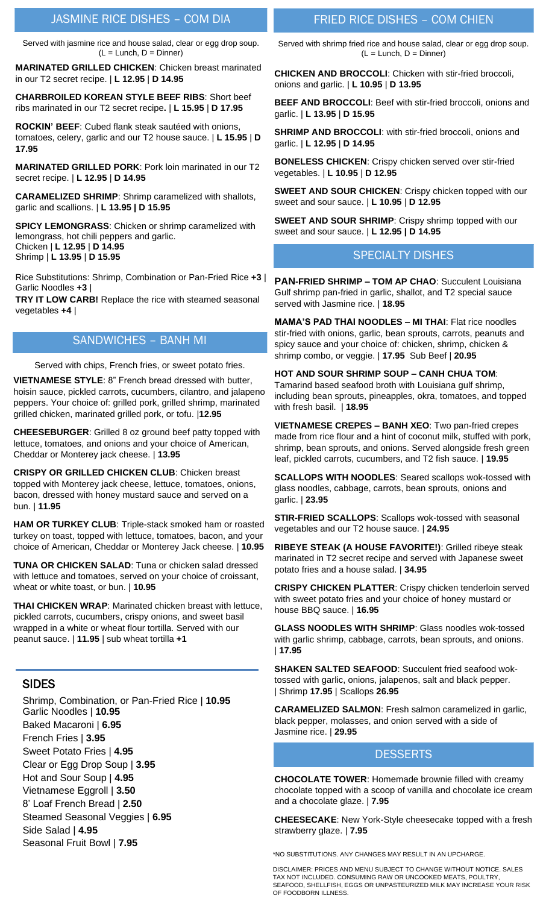## JASMINE RICE DISHES – COM DIA

Served with jasmine rice and house salad, clear or egg drop soup.
(L = Lunch, D = Dinner)

**MARINATED GRILLED CHICKEN**: Chicken breast marinated in our T2 secret recipe. | **L 12.95** | **D 14.95**

**CHARBROILED KOREAN STYLE BEEF RIBS**: Short beef ribs marinated in our T2 secret recipe**.** | **L 15.95** | **D 17.95**

**ROCKIN' BEEF**: Cubed flank steak sautéed with onions, tomatoes, celery, garlic and our T2 house sauce. | **L 15.95** | **D 17.95**

**MARINATED GRILLED PORK**: Pork loin marinated in our T2 secret recipe. | **L 12.95** | **D 14.95**

**CARAMELIZED SHRIMP**: Shrimp caramelized with shallots, garlic and scallions. | **L 13.95 | D 15.95**

**SPICY LEMONGRASS**: Chicken or shrimp caramelized with lemongrass, hot chili peppers and garlic.
Chicken | **L 12.95** | **D 14.95**
Shrimp | **L 13.95** | **D 15.95**

Rice Substitutions: Shrimp, Combination or Pan-Fried Rice **+3** | Garlic Noodles **+3** |

**TRY IT LOW CARB!** Replace the rice with steamed seasonal vegetables **+4** |

## SANDWICHES – BANH MI

Served with chips, French fries, or sweet potato fries.

**VIETNAMESE STYLE**: 8" French bread dressed with butter, hoisin sauce, pickled carrots, cucumbers, cilantro, and jalapeno peppers. Your choice of: grilled pork, grilled shrimp, marinated grilled chicken, marinated grilled pork, or tofu. |**12.95**

**CHEESEBURGER**: Grilled 8 oz ground beef patty topped with lettuce, tomatoes, and onions and your choice of American, Cheddar or Monterey jack cheese. | **13.95**

**CRISPY OR GRILLED CHICKEN CLUB**: Chicken breast topped with Monterey jack cheese, lettuce, tomatoes, onions, bacon, dressed with honey mustard sauce and served on a bun. | **11.95**

**HAM OR TURKEY CLUB**: Triple-stack smoked ham or roasted turkey on toast, topped with lettuce, tomatoes, bacon, and your choice of American, Cheddar or Monterey Jack cheese. | **10.95**

**TUNA OR CHICKEN SALAD**: Tuna or chicken salad dressed with lettuce and tomatoes, served on your choice of croissant, wheat or white toast, or bun. | **10.95**

**THAI CHICKEN WRAP**: Marinated chicken breast with lettuce, pickled carrots, cucumbers, crispy onions, and sweet basil wrapped in a white or wheat flour tortilla. Served with our peanut sauce. | **11.95** | sub wheat tortilla **+1**

## SIDES

Shrimp, Combination, or Pan-Fried Rice | **10.95**
Garlic Noodles | **10.95**
Baked Macaroni | **6.95**
French Fries | **3.95**
Sweet Potato Fries | **4.95**
Clear or Egg Drop Soup | **3.95**
Hot and Sour Soup | **4.95**
Vietnamese Eggroll | **3.50**
8' Loaf French Bread | **2.50**
Steamed Seasonal Veggies | **6.95**
Side Salad | **4.95**
Seasonal Fruit Bowl | **7.95**

## FRIED RICE DISHES – COM CHIEN

Served with shrimp fried rice and house salad, clear or egg drop soup.
(L = Lunch, D = Dinner)

**CHICKEN AND BROCCOLI**: Chicken with stir-fried broccoli, onions and garlic. | **L 10.95** | **D 13.95**

**BEEF AND BROCCOLI**: Beef with stir-fried broccoli, onions and garlic. | **L 13.95** | **D 15.95**

**SHRIMP AND BROCCOLI**: with stir-fried broccoli, onions and garlic. | **L 12.95** | **D 14.95**

**BONELESS CHICKEN**: Crispy chicken served over stir-fried vegetables. | **L 10.95** | **D 12.95**

**SWEET AND SOUR CHICKEN**: Crispy chicken topped with our sweet and sour sauce. | **L 10.95** | **D 12.95**

**SWEET AND SOUR SHRIMP**: Crispy shrimp topped with our sweet and sour sauce. | **L 12.95 | D 14.95**

## SPECIALTY DISHES

**PAN-FRIED SHRIMP – TOM AP CHAO**: Succulent Louisiana Gulf shrimp pan-fried in garlic, shallot, and T2 special sauce served with Jasmine rice. | **18.95**

**MAMA'S PAD THAI NOODLES – MI THAI**: Flat rice noodles stir-fried with onions, garlic, bean sprouts, carrots, peanuts and spicy sauce and your choice of: chicken, shrimp, chicken & shrimp combo, or veggie. | **17.95** Sub Beef | **20.95**

**HOT AND SOUR SHRIMP SOUP – CANH CHUA TOM**: Tamarind based seafood broth with Louisiana gulf shrimp, including bean sprouts, pineapples, okra, tomatoes, and topped with fresh basil. | **18.95**

**VIETNAMESE CREPES – BANH XEO**: Two pan-fried crepes made from rice flour and a hint of coconut milk, stuffed with pork, shrimp, bean sprouts, and onions. Served alongside fresh green leaf, pickled carrots, cucumbers, and T2 fish sauce. | **19.95**

**SCALLOPS WITH NOODLES**: Seared scallops wok-tossed with glass noodles, cabbage, carrots, bean sprouts, onions and garlic. | **23.95**

**STIR-FRIED SCALLOPS**: Scallops wok-tossed with seasonal vegetables and our T2 house sauce. | **24.95**

**RIBEYE STEAK (A HOUSE FAVORITE!)**: Grilled ribeye steak marinated in T2 secret recipe and served with Japanese sweet potato fries and a house salad. | **34.95**

**CRISPY CHICKEN PLATTER**: Crispy chicken tenderloin served with sweet potato fries and your choice of honey mustard or house BBQ sauce. | **16.95**

**GLASS NOODLES WITH SHRIMP**: Glass noodles wok-tossed with garlic shrimp, cabbage, carrots, bean sprouts, and onions. | **17.95**

**SHAKEN SALTED SEAFOOD**: Succulent fried seafood wok-tossed with garlic, onions, jalapenos, salt and black pepper. | Shrimp **17.95** | Scallops **26.95**

**CARAMELIZED SALMON**: Fresh salmon caramelized in garlic, black pepper, molasses, and onion served with a side of Jasmine rice. | **29.95**

## DESSERTS

**CHOCOLATE TOWER**: Homemade brownie filled with creamy chocolate topped with a scoop of vanilla and chocolate ice cream and a chocolate glaze. | **7.95**

**CHEESECAKE**: New York-Style cheesecake topped with a fresh strawberry glaze. | **7.95**

*NO SUBSTITUTIONS. ANY CHANGES MAY RESULT IN AN UPCHARGE.

DISCLAIMER: PRICES AND MENU SUBJECT TO CHANGE WITHOUT NOTICE. SALES TAX NOT INCLUDED. CONSUMING RAW OR UNCOOKED MEATS, POULTRY, SEAFOOD, SHELLFISH, EGGS OR UNPASTEURIZED MILK MAY INCREASE YOUR RISK OF FOODBORN ILLNESS.